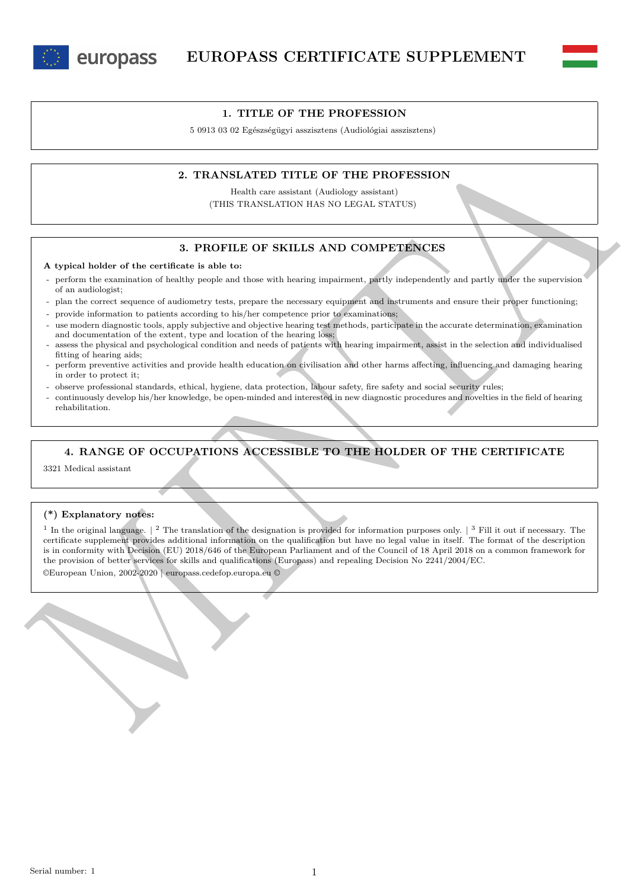# EUROPASS CERTIFICATE SUPPLEMENT

## 1. TITLE OF THE PROFESSION

5 0913 03 02 Egészségügyi asszisztens (Audiológiai asszisztens)

## 2. TRANSLATED TITLE OF THE PROFESSION

Health care assistant (Audiology assistant)
(THIS TRANSLATION HAS NO LEGAL STATUS)

## 3. PROFILE OF SKILLS AND COMPETENCES

**A typical holder of the certificate is able to:**

- perform the examination of healthy people and those with hearing impairment, partly independently and partly under the supervision of an audiologist;
- plan the correct sequence of audiometry tests, prepare the necessary equipment and instruments and ensure their proper functioning;
- provide information to patients according to his/her competence prior to examinations;
- use modern diagnostic tools, apply subjective and objective hearing test methods, participate in the accurate determination, examination and documentation of the extent, type and location of the hearing loss;
- assess the physical and psychological condition and needs of patients with hearing impairment, assist in the selection and individualised fitting of hearing aids;
- perform preventive activities and provide health education on civilisation and other harms affecting, influencing and damaging hearing in order to protect it;
- observe professional standards, ethical, hygiene, data protection, labour safety, fire safety and social security rules;
- continuously develop his/her knowledge, be open-minded and interested in new diagnostic procedures and novelties in the field of hearing rehabilitation.

## 4. RANGE OF OCCUPATIONS ACCESSIBLE TO THE HOLDER OF THE CERTIFICATE

3321 Medical assistant

**(*) Explanatory notes:**

[1] In the original language. | [2] The translation of the designation is provided for information purposes only. | [3] Fill it out if necessary. The certificate supplement provides additional information on the qualification but have no legal value in itself. The format of the description is in conformity with Decision (EU) 2018/646 of the European Parliament and of the Council of 18 April 2018 on a common framework for the provision of better services for skills and qualifications (Europass) and repealing Decision No 2241/2004/EC.

©European Union, 2002-2020 | europass.cedefop.europa.eu ©

Serial number: 1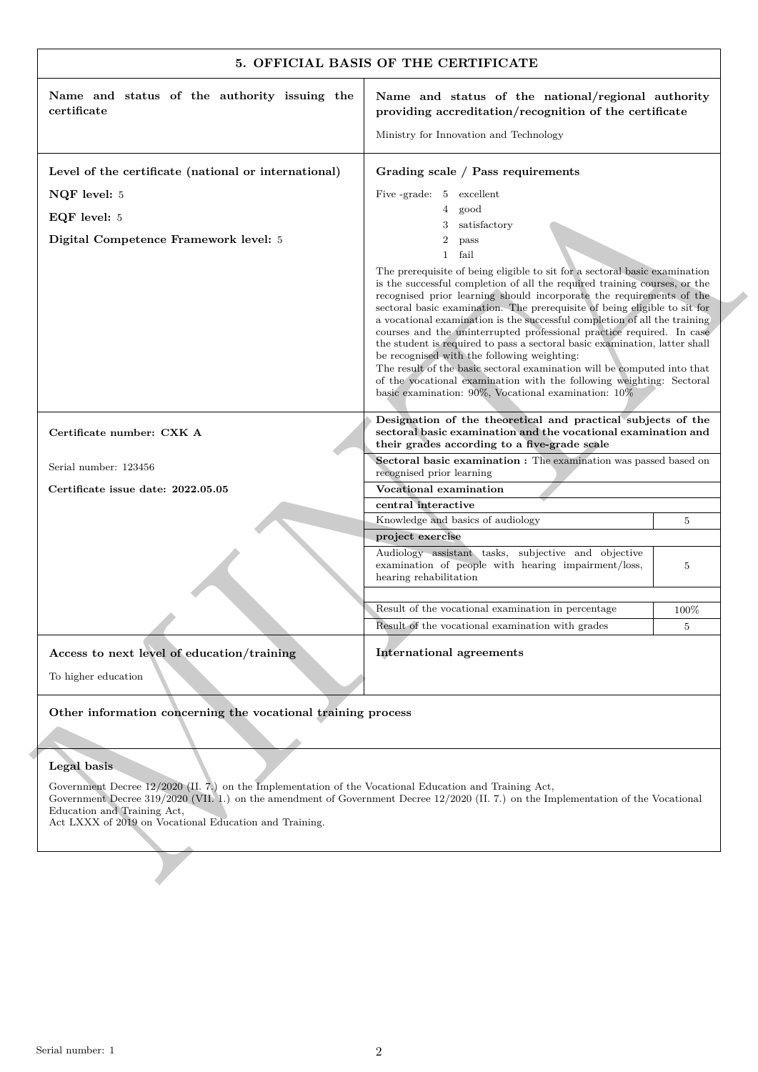## 5. OFFICIAL BASIS OF THE CERTIFICATE

**Name and status of the authority issuing the certificate**

**Name and status of the national/regional authority providing accreditation/recognition of the certificate**

Ministry for Innovation and Technology

**Level of the certificate (national or international)**

**NQF level:** 5

**EQF level:** 5

**Digital Competence Framework level:** 5

**Grading scale / Pass requirements**

Five -grade:
- 5 excellent
- 4 good
- 3 satisfactory
- 2 pass
- 1 fail

The prerequisite of being eligible to sit for a sectoral basic examination is the successful completion of all the required training courses, or the recognised prior learning should incorporate the requirements of the sectoral basic examination. The prerequisite of being eligible to sit for a vocational examination is the successful completion of all the training courses and the uninterrupted professional practice required. In case the student is required to pass a sectoral basic examination, latter shall be recognised with the following weighting:
The result of the basic sectoral examination will be computed into that of the vocational examination with the following weighting: Sectoral basic examination: 90%, Vocational examination: 10%

**Certificate number: CXK A**

Serial number: 123456

**Certificate issue date: 2022.05.05**

**Designation of the theoretical and practical subjects of the sectoral basic examination and the vocational examination and their grades according to a five-grade scale**

| | |
|---|---|
| **Sectoral basic examination :** The examination was passed based on recognised prior learning | |
| **Vocational examination** | |
| **central interactive** | |
| Knowledge and basics of audiology | 5 |
| **project exercise** | |
| Audiology assistant tasks, subjective and objective examination of people with hearing impairment/loss, hearing rehabilitation | 5 |
| | |
| Result of the vocational examination in percentage | 100% |
| Result of the vocational examination with grades | 5 |

**Access to next level of education/training**

To higher education

**International agreements**

**Other information concerning the vocational training process**

**Legal basis**

Government Decree 12/2020 (II. 7.) on the Implementation of the Vocational Education and Training Act,
Government Decree 319/2020 (VII. 1.) on the amendment of Government Decree 12/2020 (II. 7.) on the Implementation of the Vocational Education and Training Act,
Act LXXX of 2019 on Vocational Education and Training.

Serial number: 1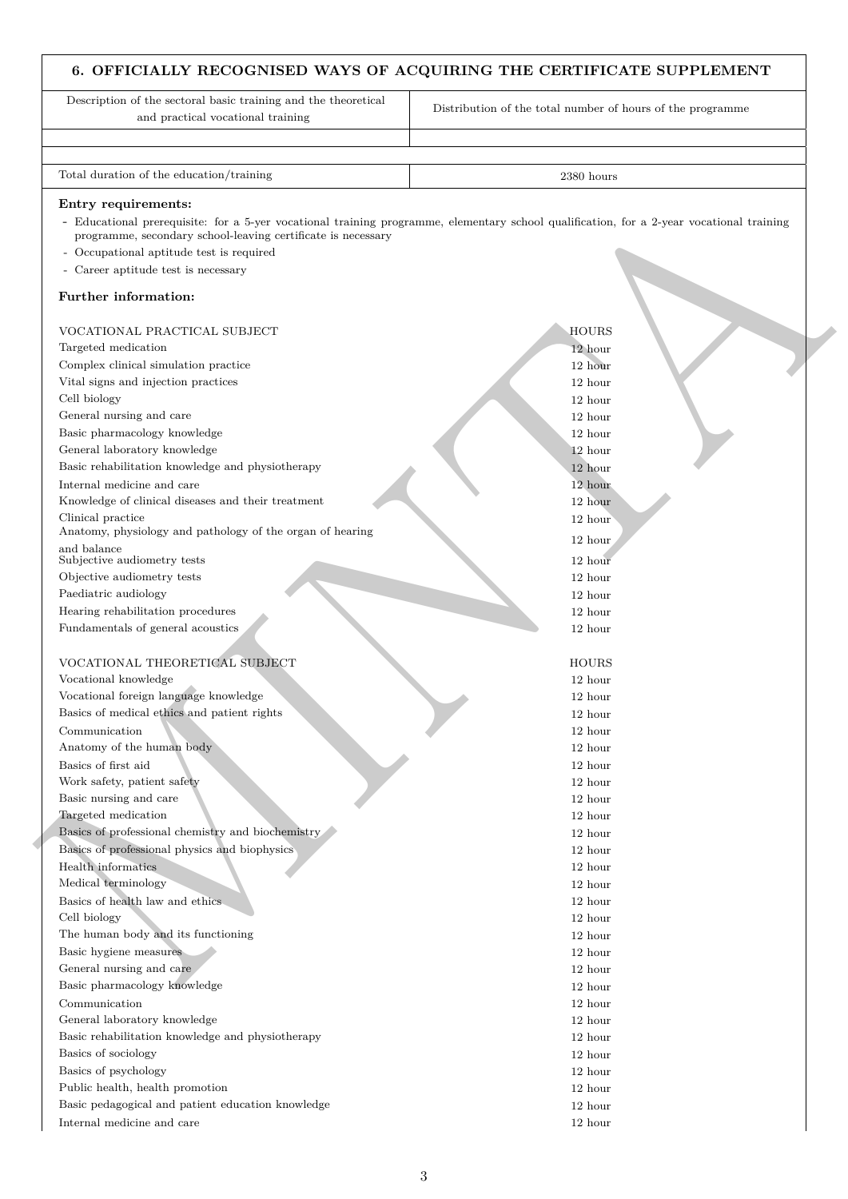## 6. OFFICIALLY RECOGNISED WAYS OF ACQUIRING THE CERTIFICATE SUPPLEMENT

| Description of the sectoral basic training and the theoretical and practical vocational training | Distribution of the total number of hours of the programme |
|---|---|
| | |
| | |
| Total duration of the education/training | 2380 hours |

**Entry requirements:**

- Educational prerequisite: for a 5-yer vocational training programme, elementary school qualification, for a 2-year vocational training programme, secondary school-leaving certificate is necessary
- Occupational aptitude test is required
- Career aptitude test is necessary

**Further information:**

| VOCATIONAL PRACTICAL SUBJECT | HOURS |
|---|---|
| Targeted medication | 12 hour |
| Complex clinical simulation practice | 12 hour |
| Vital signs and injection practices | 12 hour |
| Cell biology | 12 hour |
| General nursing and care | 12 hour |
| Basic pharmacology knowledge | 12 hour |
| General laboratory knowledge | 12 hour |
| Basic rehabilitation knowledge and physiotherapy | 12 hour |
| Internal medicine and care | 12 hour |
| Knowledge of clinical diseases and their treatment | 12 hour |
| Clinical practice | 12 hour |
| Anatomy, physiology and pathology of the organ of hearing and balance | 12 hour |
| Subjective audiometry tests | 12 hour |
| Objective audiometry tests | 12 hour |
| Paediatric audiology | 12 hour |
| Hearing rehabilitation procedures | 12 hour |
| Fundamentals of general acoustics | 12 hour |

| VOCATIONAL THEORETICAL SUBJECT | HOURS |
|---|---|
| Vocational knowledge | 12 hour |
| Vocational foreign language knowledge | 12 hour |
| Basics of medical ethics and patient rights | 12 hour |
| Communication | 12 hour |
| Anatomy of the human body | 12 hour |
| Basics of first aid | 12 hour |
| Work safety, patient safety | 12 hour |
| Basic nursing and care | 12 hour |
| Targeted medication | 12 hour |
| Basics of professional chemistry and biochemistry | 12 hour |
| Basics of professional physics and biophysics | 12 hour |
| Health informatics | 12 hour |
| Medical terminology | 12 hour |
| Basics of health law and ethics | 12 hour |
| Cell biology | 12 hour |
| The human body and its functioning | 12 hour |
| Basic hygiene measures | 12 hour |
| General nursing and care | 12 hour |
| Basic pharmacology knowledge | 12 hour |
| Communication | 12 hour |
| General laboratory knowledge | 12 hour |
| Basic rehabilitation knowledge and physiotherapy | 12 hour |
| Basics of sociology | 12 hour |
| Basics of psychology | 12 hour |
| Public health, health promotion | 12 hour |
| Basic pedagogical and patient education knowledge | 12 hour |
| Internal medicine and care | 12 hour |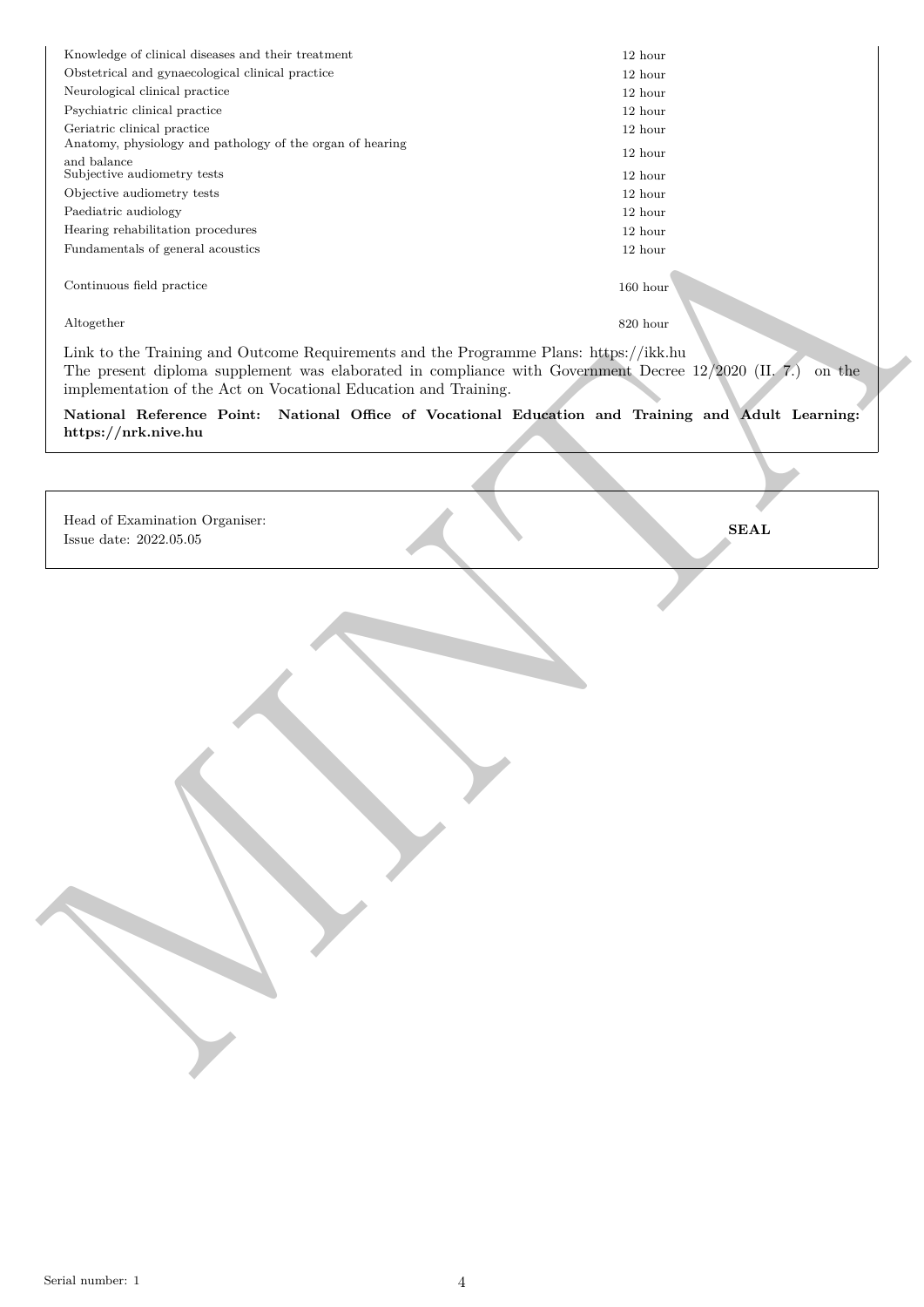| | |
|---|---|
| Knowledge of clinical diseases and their treatment | 12 hour |
| Obstetrical and gynaecological clinical practice | 12 hour |
| Neurological clinical practice | 12 hour |
| Psychiatric clinical practice | 12 hour |
| Geriatric clinical practice | 12 hour |
| Anatomy, physiology and pathology of the organ of hearing and balance | 12 hour |
| Subjective audiometry tests | 12 hour |
| Objective audiometry tests | 12 hour |
| Paediatric audiology | 12 hour |
| Hearing rehabilitation procedures | 12 hour |
| Fundamentals of general acoustics | 12 hour |
| Continuous field practice | 160 hour |
| Altogether | 820 hour |

Link to the Training and Outcome Requirements and the Programme Plans: https://ikk.hu
The present diploma supplement was elaborated in compliance with Government Decree 12/2020 (II. 7.) on the implementation of the Act on Vocational Education and Training.

**National Reference Point: National Office of Vocational Education and Training and Adult Learning: https://nrk.nive.hu**

Head of Examination Organiser:
Issue date: 2022.05.05

**SEAL**

MINTA

Serial number: 1